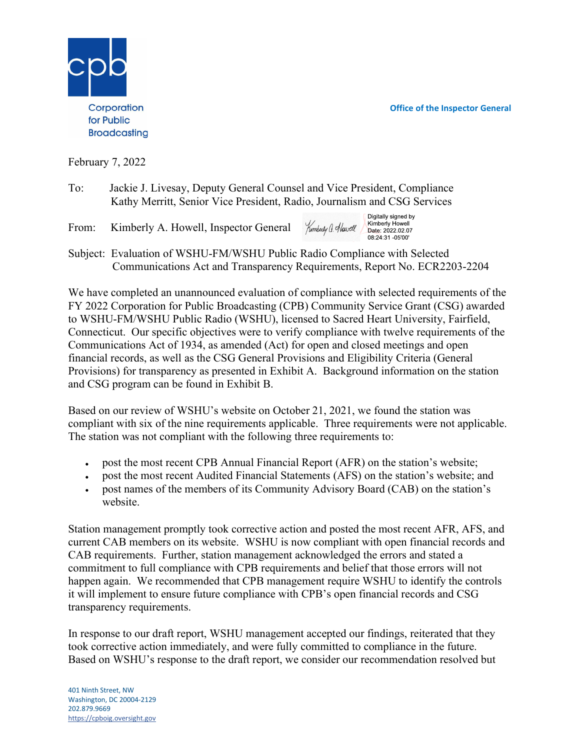Corporation for Public Broadcasting

Office of the Inspector General

February 7, 2022

To: Jackie J. Livesay, Deputy General Counsel and Vice President, Compliance
Kathy Merritt, Senior Vice President, Radio, Journalism and CSG Services

From: Kimberly A. Howell, Inspector General

Digitally signed by Kimberly Howell
Date: 2022.02.07 08:24:31 -05'00'

Subject: Evaluation of WSHU-FM/WSHU Public Radio Compliance with Selected Communications Act and Transparency Requirements, Report No. ECR2203-2204

We have completed an unannounced evaluation of compliance with selected requirements of the FY 2022 Corporation for Public Broadcasting (CPB) Community Service Grant (CSG) awarded to WSHU-FM/WSHU Public Radio (WSHU), licensed to Sacred Heart University, Fairfield, Connecticut. Our specific objectives were to verify compliance with twelve requirements of the Communications Act of 1934, as amended (Act) for open and closed meetings and open financial records, as well as the CSG General Provisions and Eligibility Criteria (General Provisions) for transparency as presented in Exhibit A. Background information on the station and CSG program can be found in Exhibit B.

Based on our review of WSHU's website on October 21, 2021, we found the station was compliant with six of the nine requirements applicable. Three requirements were not applicable. The station was not compliant with the following three requirements to:

- post the most recent CPB Annual Financial Report (AFR) on the station's website;
- post the most recent Audited Financial Statements (AFS) on the station's website; and
- post names of the members of its Community Advisory Board (CAB) on the station's website.

Station management promptly took corrective action and posted the most recent AFR, AFS, and current CAB members on its website. WSHU is now compliant with open financial records and CAB requirements. Further, station management acknowledged the errors and stated a commitment to full compliance with CPB requirements and belief that those errors will not happen again. We recommended that CPB management require WSHU to identify the controls it will implement to ensure future compliance with CPB's open financial records and CSG transparency requirements.

In response to our draft report, WSHU management accepted our findings, reiterated that they took corrective action immediately, and were fully committed to compliance in the future. Based on WSHU's response to the draft report, we consider our recommendation resolved but

401 Ninth Street, NW
Washington, DC 20004-2129
202.879.9669
https://cpboig.oversight.gov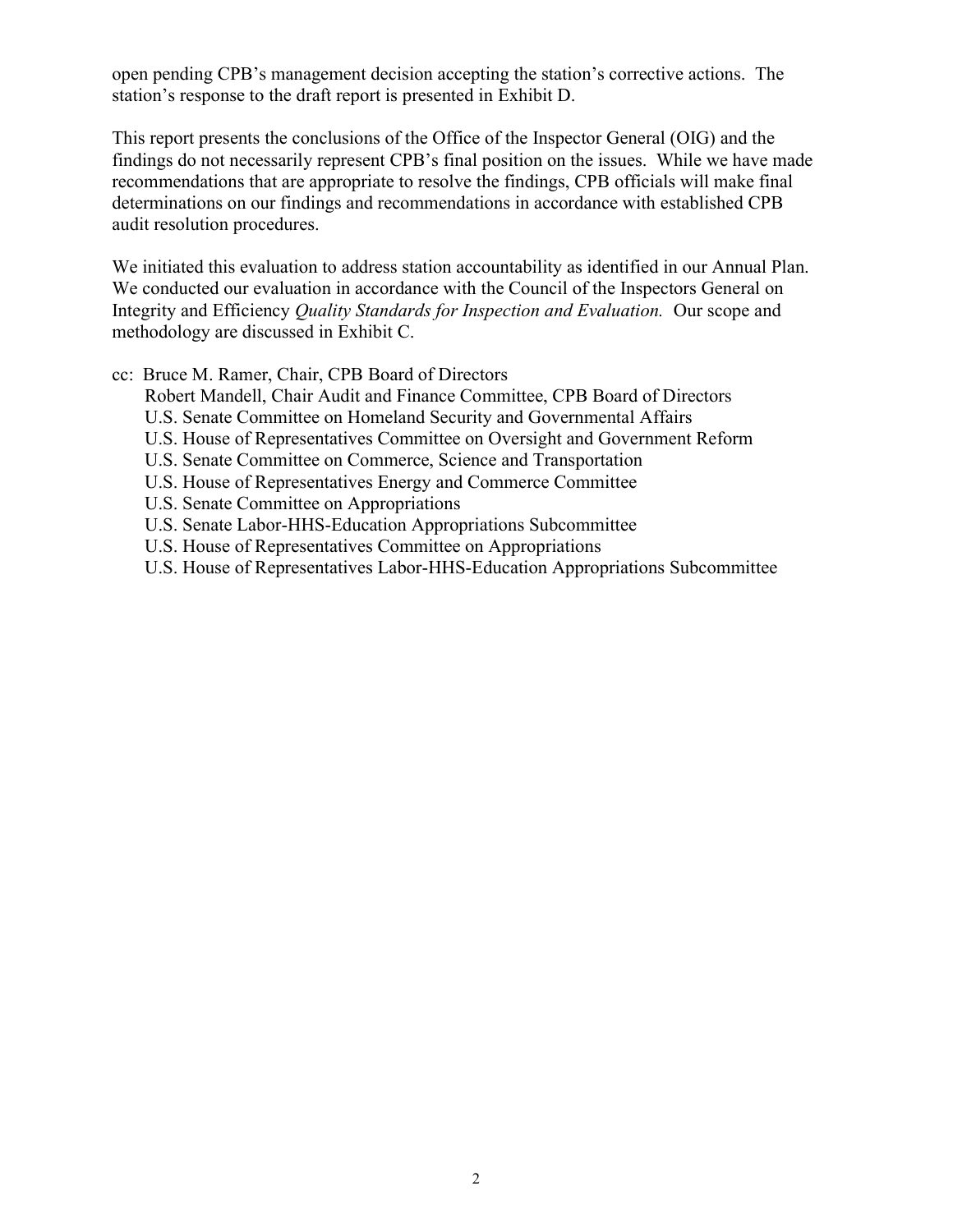open pending CPB's management decision accepting the station's corrective actions. The station's response to the draft report is presented in Exhibit D.

This report presents the conclusions of the Office of the Inspector General (OIG) and the findings do not necessarily represent CPB's final position on the issues. While we have made recommendations that are appropriate to resolve the findings, CPB officials will make final determinations on our findings and recommendations in accordance with established CPB audit resolution procedures.

We initiated this evaluation to address station accountability as identified in our Annual Plan. We conducted our evaluation in accordance with the Council of the Inspectors General on Integrity and Efficiency *Quality Standards for Inspection and Evaluation.* Our scope and methodology are discussed in Exhibit C.

cc: Bruce M. Ramer, Chair, CPB Board of Directors
Robert Mandell, Chair Audit and Finance Committee, CPB Board of Directors
U.S. Senate Committee on Homeland Security and Governmental Affairs
U.S. House of Representatives Committee on Oversight and Government Reform
U.S. Senate Committee on Commerce, Science and Transportation
U.S. House of Representatives Energy and Commerce Committee
U.S. Senate Committee on Appropriations
U.S. Senate Labor-HHS-Education Appropriations Subcommittee
U.S. House of Representatives Committee on Appropriations
U.S. House of Representatives Labor-HHS-Education Appropriations Subcommittee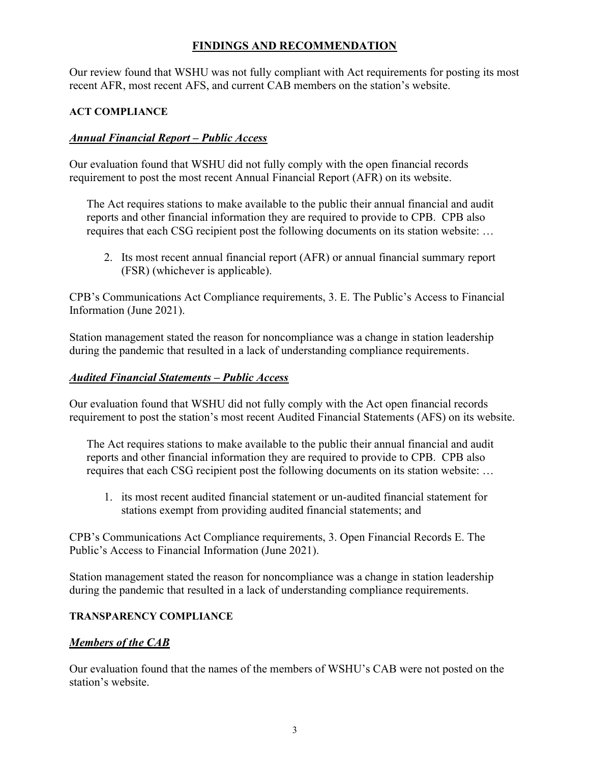## FINDINGS AND RECOMMENDATION

Our review found that WSHU was not fully compliant with Act requirements for posting its most recent AFR, most recent AFS, and current CAB members on the station's website.

### ACT COMPLIANCE

### ***Annual Financial Report – Public Access***

Our evaluation found that WSHU did not fully comply with the open financial records requirement to post the most recent Annual Financial Report (AFR) on its website.

> The Act requires stations to make available to the public their annual financial and audit reports and other financial information they are required to provide to CPB. CPB also requires that each CSG recipient post the following documents on its station website: …
>
> 2. Its most recent annual financial report (AFR) or annual financial summary report (FSR) (whichever is applicable).

CPB's Communications Act Compliance requirements, 3. E. The Public's Access to Financial Information (June 2021).

Station management stated the reason for noncompliance was a change in station leadership during the pandemic that resulted in a lack of understanding compliance requirements.

### ***Audited Financial Statements – Public Access***

Our evaluation found that WSHU did not fully comply with the Act open financial records requirement to post the station's most recent Audited Financial Statements (AFS) on its website.

> The Act requires stations to make available to the public their annual financial and audit reports and other financial information they are required to provide to CPB. CPB also requires that each CSG recipient post the following documents on its station website: …
>
> 1. its most recent audited financial statement or un-audited financial statement for stations exempt from providing audited financial statements; and

CPB's Communications Act Compliance requirements, 3. Open Financial Records E. The Public's Access to Financial Information (June 2021).

Station management stated the reason for noncompliance was a change in station leadership during the pandemic that resulted in a lack of understanding compliance requirements.

### TRANSPARENCY COMPLIANCE

### ***Members of the CAB***

Our evaluation found that the names of the members of WSHU's CAB were not posted on the station's website.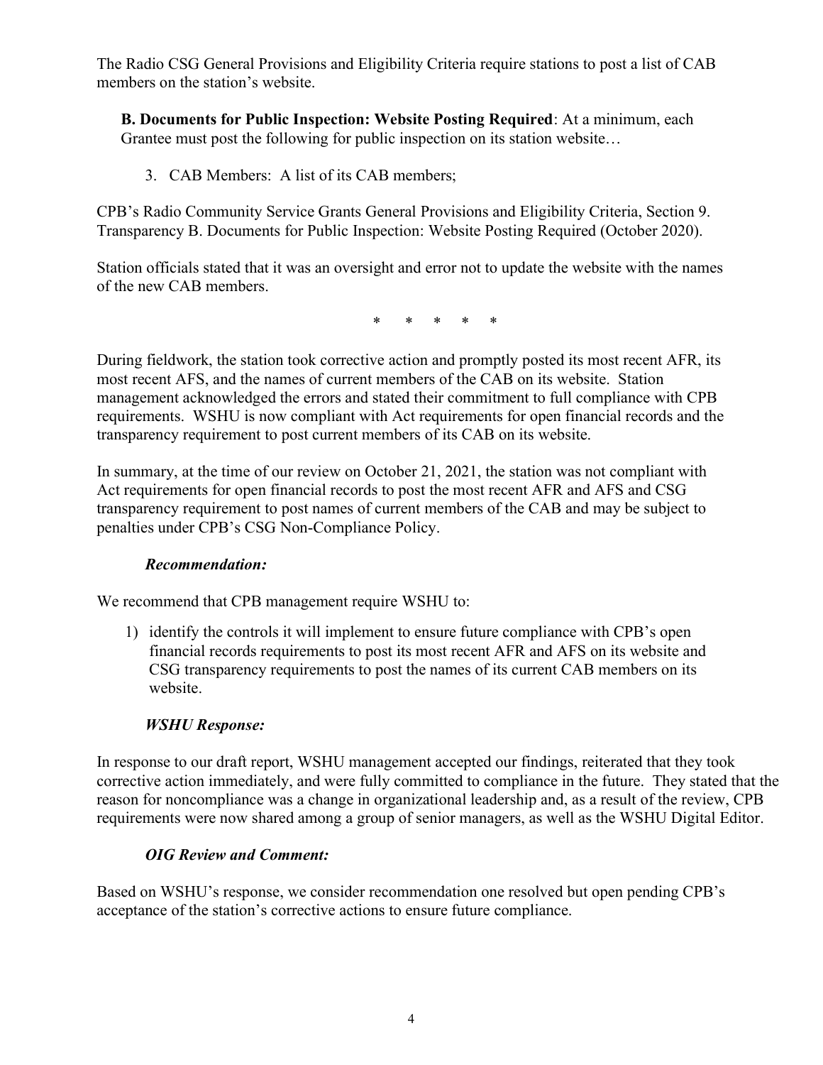The Radio CSG General Provisions and Eligibility Criteria require stations to post a list of CAB members on the station's website.

> **B. Documents for Public Inspection: Website Posting Required**: At a minimum, each Grantee must post the following for public inspection on its station website…
>
> 3. CAB Members: A list of its CAB members;

CPB's Radio Community Service Grants General Provisions and Eligibility Criteria, Section 9. Transparency B. Documents for Public Inspection: Website Posting Required (October 2020).

Station officials stated that it was an oversight and error not to update the website with the names of the new CAB members.

\* \* \* \* \*

During fieldwork, the station took corrective action and promptly posted its most recent AFR, its most recent AFS, and the names of current members of the CAB on its website. Station management acknowledged the errors and stated their commitment to full compliance with CPB requirements. WSHU is now compliant with Act requirements for open financial records and the transparency requirement to post current members of its CAB on its website.

In summary, at the time of our review on October 21, 2021, the station was not compliant with Act requirements for open financial records to post the most recent AFR and AFS and CSG transparency requirement to post names of current members of the CAB and may be subject to penalties under CPB's CSG Non-Compliance Policy.

***Recommendation:***

We recommend that CPB management require WSHU to:

1) identify the controls it will implement to ensure future compliance with CPB's open financial records requirements to post its most recent AFR and AFS on its website and CSG transparency requirements to post the names of its current CAB members on its website.

***WSHU Response:***

In response to our draft report, WSHU management accepted our findings, reiterated that they took corrective action immediately, and were fully committed to compliance in the future. They stated that the reason for noncompliance was a change in organizational leadership and, as a result of the review, CPB requirements were now shared among a group of senior managers, as well as the WSHU Digital Editor.

***OIG Review and Comment:***

Based on WSHU's response, we consider recommendation one resolved but open pending CPB's acceptance of the station's corrective actions to ensure future compliance.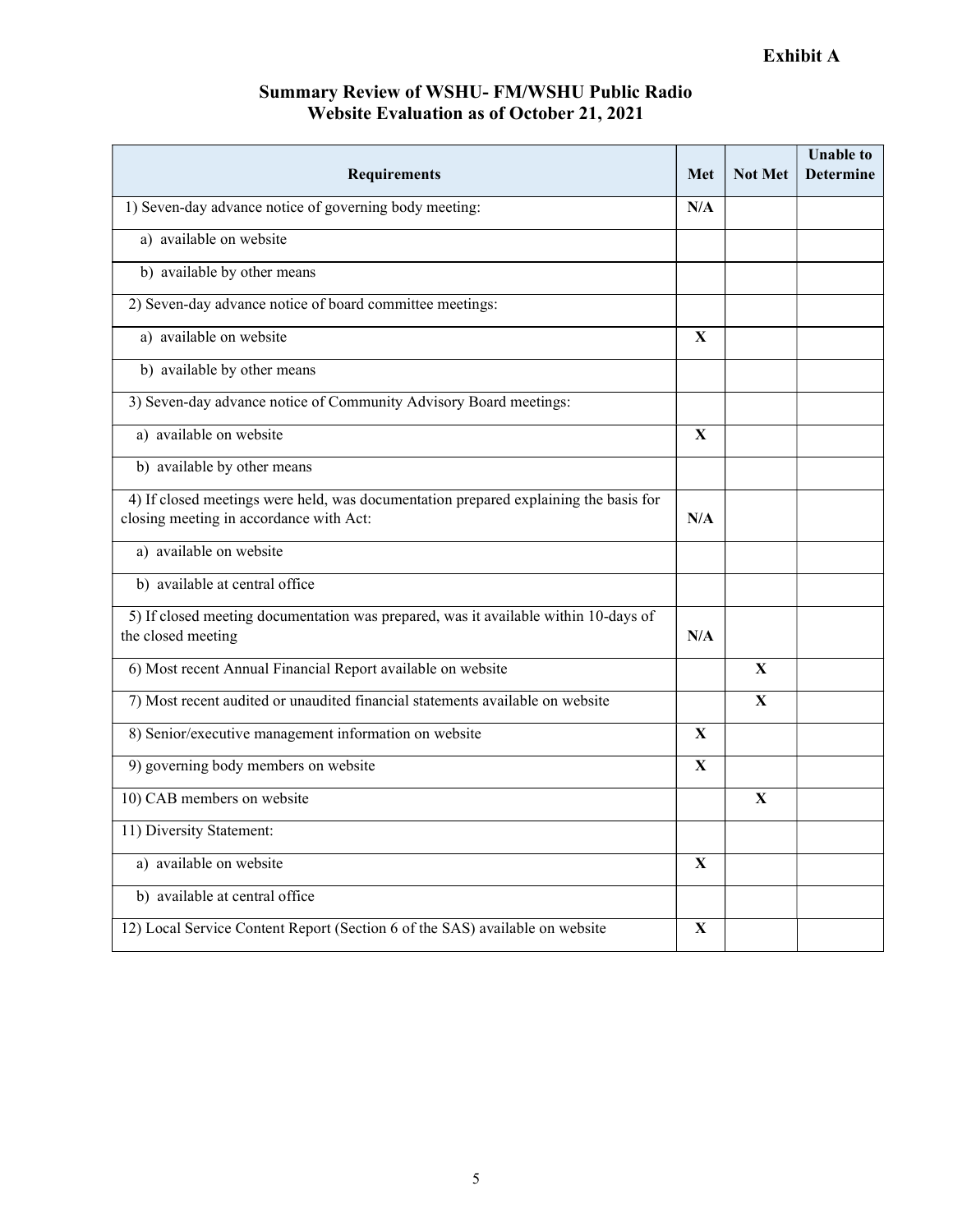**Exhibit A**

# Summary Review of WSHU- FM/WSHU Public Radio Website Evaluation as of October 21, 2021

| Requirements | Met | Not Met | Unable to Determine |
|---|---|---|---|
| 1) Seven-day advance notice of governing body meeting: | N/A | | |
| a) available on website | | | |
| b) available by other means | | | |
| 2) Seven-day advance notice of board committee meetings: | | | |
| a) available on website | X | | |
| b) available by other means | | | |
| 3) Seven-day advance notice of Community Advisory Board meetings: | | | |
| a) available on website | X | | |
| b) available by other means | | | |
| 4) If closed meetings were held, was documentation prepared explaining the basis for closing meeting in accordance with Act: | N/A | | |
| a) available on website | | | |
| b) available at central office | | | |
| 5) If closed meeting documentation was prepared, was it available within 10-days of the closed meeting | N/A | | |
| 6) Most recent Annual Financial Report available on website | | X | |
| 7) Most recent audited or unaudited financial statements available on website | | X | |
| 8) Senior/executive management information on website | X | | |
| 9) governing body members on website | X | | |
| 10) CAB members on website | | X | |
| 11) Diversity Statement: | | | |
| a) available on website | X | | |
| b) available at central office | | | |
| 12) Local Service Content Report (Section 6 of the SAS) available on website | X | | |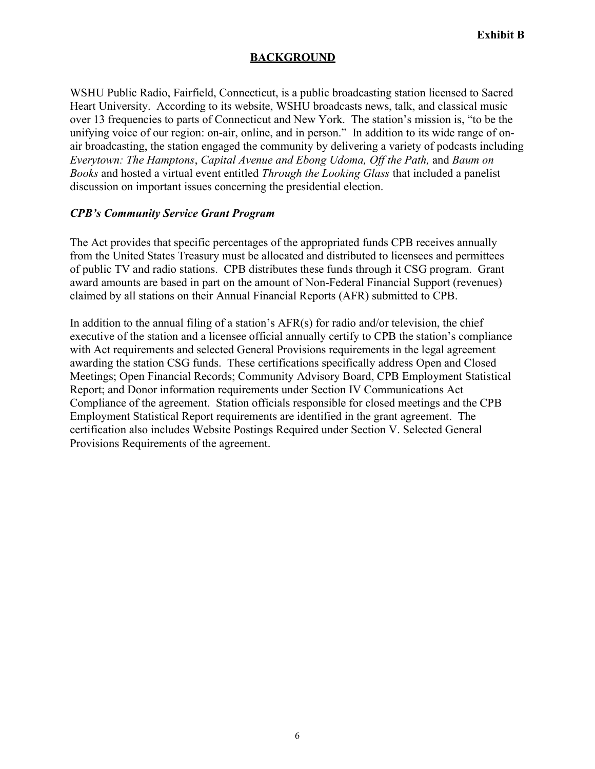**Exhibit B**

## BACKGROUND

WSHU Public Radio, Fairfield, Connecticut, is a public broadcasting station licensed to Sacred Heart University. According to its website, WSHU broadcasts news, talk, and classical music over 13 frequencies to parts of Connecticut and New York. The station's mission is, "to be the unifying voice of our region: on-air, online, and in person." In addition to its wide range of on-air broadcasting, the station engaged the community by delivering a variety of podcasts including *Everytown: The Hamptons*, *Capital Avenue and Ebong Udoma, Off the Path,* and *Baum on Books* and hosted a virtual event entitled *Through the Looking Glass* that included a panelist discussion on important issues concerning the presidential election.

### *CPB's Community Service Grant Program*

The Act provides that specific percentages of the appropriated funds CPB receives annually from the United States Treasury must be allocated and distributed to licensees and permittees of public TV and radio stations. CPB distributes these funds through it CSG program. Grant award amounts are based in part on the amount of Non-Federal Financial Support (revenues) claimed by all stations on their Annual Financial Reports (AFR) submitted to CPB.

In addition to the annual filing of a station's AFR(s) for radio and/or television, the chief executive of the station and a licensee official annually certify to CPB the station's compliance with Act requirements and selected General Provisions requirements in the legal agreement awarding the station CSG funds. These certifications specifically address Open and Closed Meetings; Open Financial Records; Community Advisory Board, CPB Employment Statistical Report; and Donor information requirements under Section IV Communications Act Compliance of the agreement. Station officials responsible for closed meetings and the CPB Employment Statistical Report requirements are identified in the grant agreement. The certification also includes Website Postings Required under Section V. Selected General Provisions Requirements of the agreement.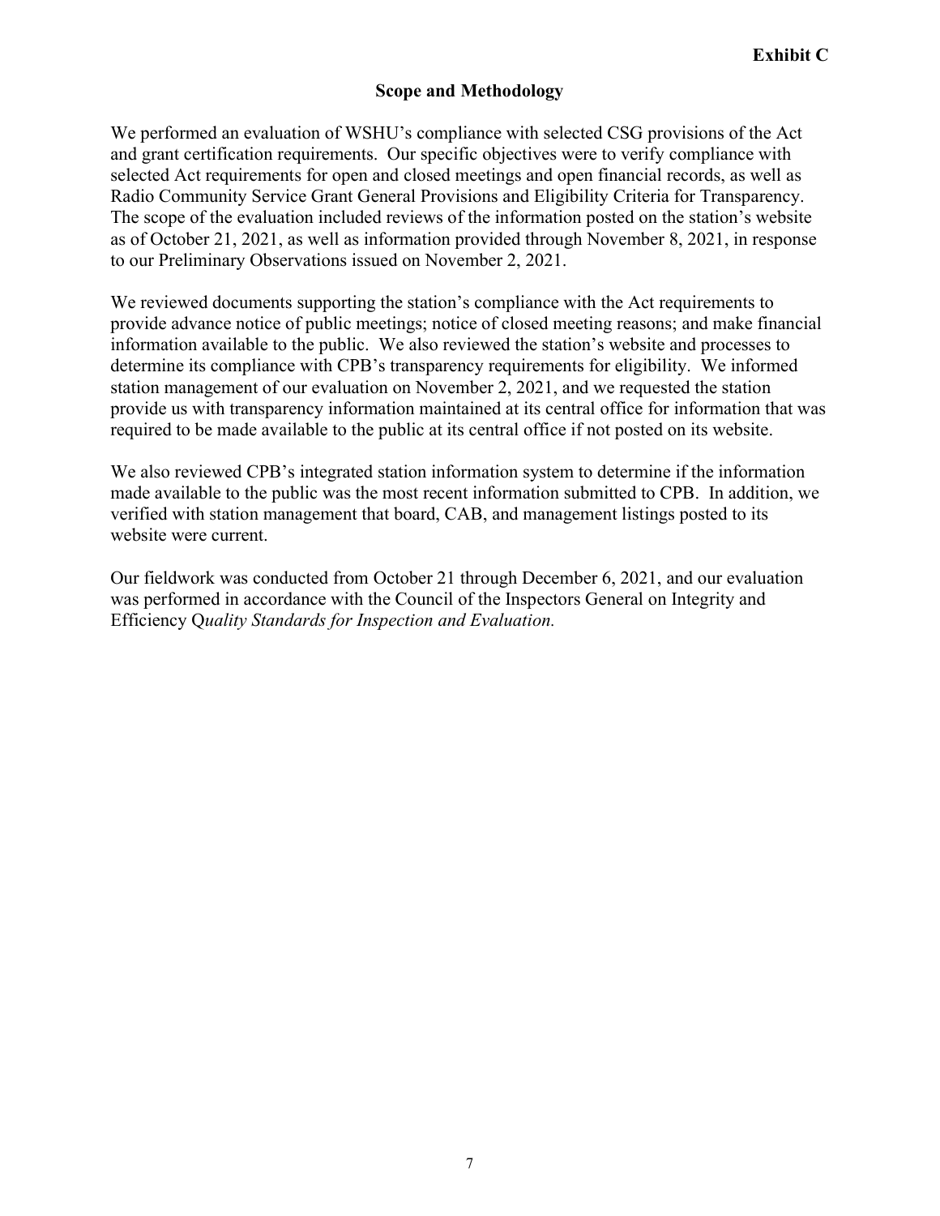**Exhibit C**

## Scope and Methodology

We performed an evaluation of WSHU's compliance with selected CSG provisions of the Act and grant certification requirements. Our specific objectives were to verify compliance with selected Act requirements for open and closed meetings and open financial records, as well as Radio Community Service Grant General Provisions and Eligibility Criteria for Transparency. The scope of the evaluation included reviews of the information posted on the station's website as of October 21, 2021, as well as information provided through November 8, 2021, in response to our Preliminary Observations issued on November 2, 2021.

We reviewed documents supporting the station's compliance with the Act requirements to provide advance notice of public meetings; notice of closed meeting reasons; and make financial information available to the public. We also reviewed the station's website and processes to determine its compliance with CPB's transparency requirements for eligibility. We informed station management of our evaluation on November 2, 2021, and we requested the station provide us with transparency information maintained at its central office for information that was required to be made available to the public at its central office if not posted on its website.

We also reviewed CPB's integrated station information system to determine if the information made available to the public was the most recent information submitted to CPB. In addition, we verified with station management that board, CAB, and management listings posted to its website were current.

Our fieldwork was conducted from October 21 through December 6, 2021, and our evaluation was performed in accordance with the Council of the Inspectors General on Integrity and Efficiency Q*uality Standards for Inspection and Evaluation.*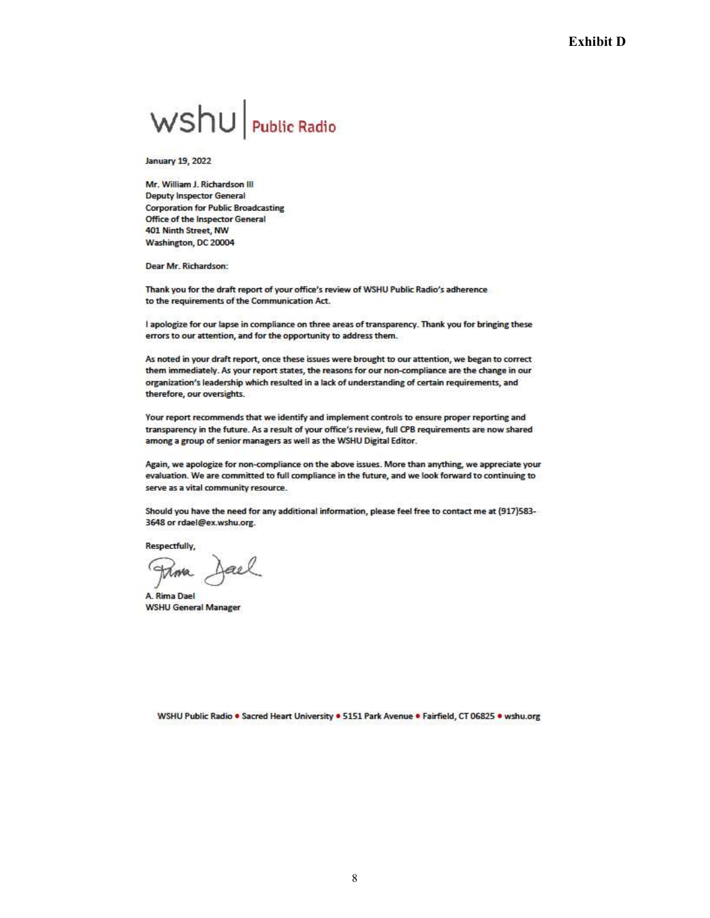**Exhibit D**

wshu | Public Radio

January 19, 2022

Mr. William J. Richardson III
Deputy Inspector General
Corporation for Public Broadcasting
Office of the Inspector General
401 Ninth Street, NW
Washington, DC 20004

Dear Mr. Richardson:

Thank you for the draft report of your office's review of WSHU Public Radio's adherence to the requirements of the Communication Act.

I apologize for our lapse in compliance on three areas of transparency. Thank you for bringing these errors to our attention, and for the opportunity to address them.

As noted in your draft report, once these issues were brought to our attention, we began to correct them immediately. As your report states, the reasons for our non-compliance are the change in our organization's leadership which resulted in a lack of understanding of certain requirements, and therefore, our oversights.

Your report recommends that we identify and implement controls to ensure proper reporting and transparency in the future. As a result of your office's review, full CPB requirements are now shared among a group of senior managers as well as the WSHU Digital Editor.

Again, we apologize for non-compliance on the above issues. More than anything, we appreciate your evaluation. We are committed to full compliance in the future, and we look forward to continuing to serve as a vital community resource.

Should you have the need for any additional information, please feel free to contact me at (917)583-3648 or rdael@ex.wshu.org.

Respectfully,

A. Rima Dael
WSHU General Manager

WSHU Public Radio • Sacred Heart University • 5151 Park Avenue • Fairfield, CT 06825 • wshu.org